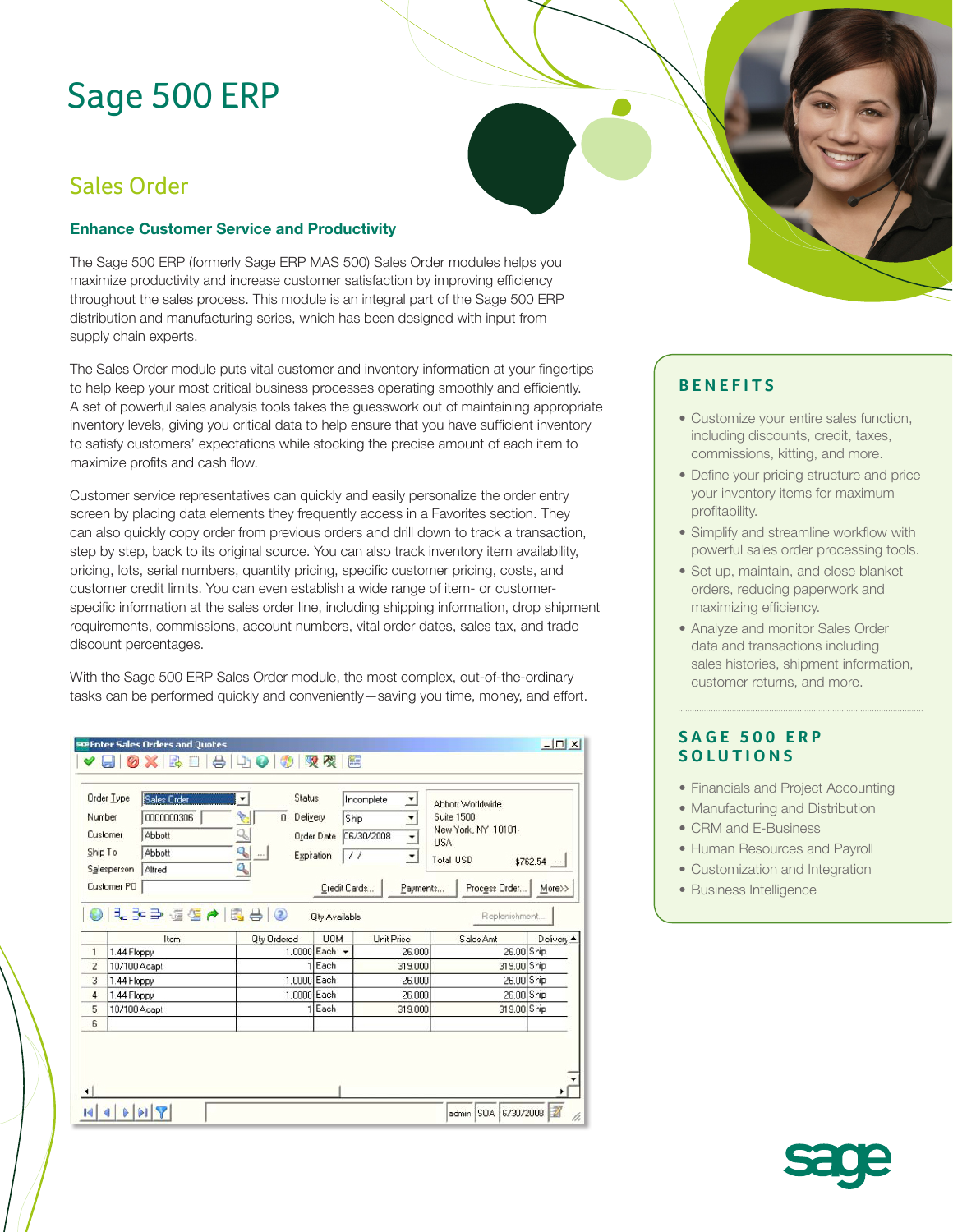# Sage 500 ERP

## Sales Order

### Enhance Customer Service and Productivity

The Sage 500 ERP (formerly Sage ERP MAS 500) Sales Order modules helps you maximize productivity and increase customer satisfaction by improving efficiency throughout the sales process. This module is an integral part of the Sage 500 ERP distribution and manufacturing series, which has been designed with input from supply chain experts.

The Sales Order module puts vital customer and inventory information at your fingertips to help keep your most critical business processes operating smoothly and efficiently. A set of powerful sales analysis tools takes the guesswork out of maintaining appropriate inventory levels, giving you critical data to help ensure that you have sufficient inventory to satisfy customers' expectations while stocking the precise amount of each item to maximize profits and cash flow.

Customer service representatives can quickly and easily personalize the order entry screen by placing data elements they frequently access in a Favorites section. They can also quickly copy order from previous orders and drill down to track a transaction, step by step, back to its original source. You can also track inventory item availability, pricing, lots, serial numbers, quantity pricing, specific customer pricing, costs, and customer credit limits. You can even establish a wide range of item- or customer-specific information at the sales order line, including shipping information, drop shipment requirements, commissions, account numbers, vital order dates, sales tax, and trade discount percentages.

With the Sage 500 ERP Sales Order module, the most complex, out-of-the-ordinary tasks can be performed quickly and conveniently—saving you time, money, and effort.

## BENEFITS

- Customize your entire sales function, including discounts, credit, taxes, commissions, kitting, and more.
- Define your pricing structure and price your inventory items for maximum profitability.
- Simplify and streamline workflow with powerful sales order processing tools.
- Set up, maintain, and close blanket orders, reducing paperwork and maximizing efficiency.
- Analyze and monitor Sales Order data and transactions including sales histories, shipment information, customer returns, and more.

## SAGE 500 ERP SOLUTIONS

- Financials and Project Accounting
- Manufacturing and Distribution
- CRM and E-Business
- Human Resources and Payroll
- Customization and Integration
- Business Intelligence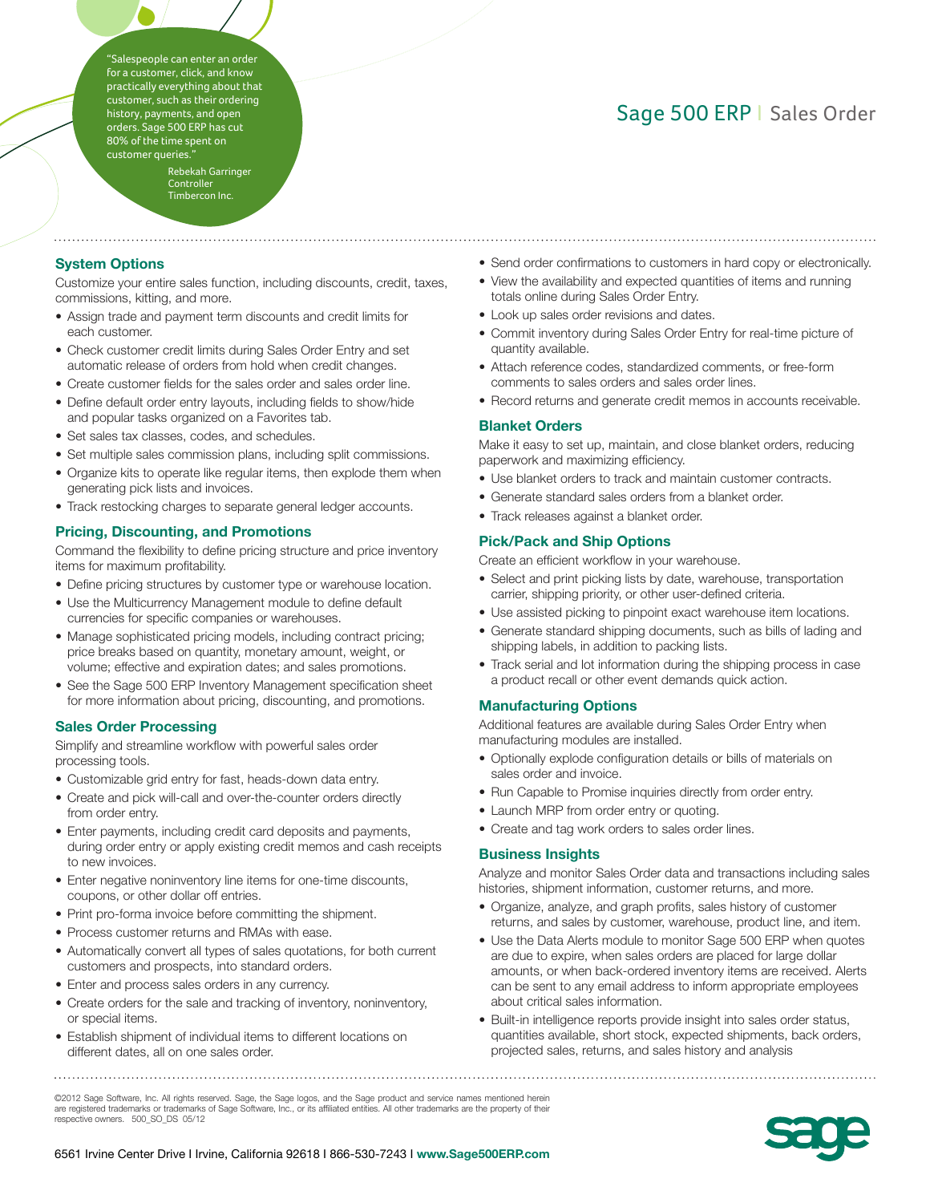"Salespeople can enter an order for a customer, click, and know practically everything about that customer, such as their ordering history, payments, and open orders. Sage 500 ERP has cut 80% of the time spent on customer queries."

Rebekah Garringer
Controller
Timbercon Inc.

# Sage 500 ERP | Sales Order

## System Options

Customize your entire sales function, including discounts, credit, taxes, commissions, kitting, and more.

- Assign trade and payment term discounts and credit limits for each customer.
- Check customer credit limits during Sales Order Entry and set automatic release of orders from hold when credit changes.
- Create customer fields for the sales order and sales order line.
- Define default order entry layouts, including fields to show/hide and popular tasks organized on a Favorites tab.
- Set sales tax classes, codes, and schedules.
- Set multiple sales commission plans, including split commissions.
- Organize kits to operate like regular items, then explode them when generating pick lists and invoices.
- Track restocking charges to separate general ledger accounts.

## Pricing, Discounting, and Promotions

Command the flexibility to define pricing structure and price inventory items for maximum profitability.

- Define pricing structures by customer type or warehouse location.
- Use the Multicurrency Management module to define default currencies for specific companies or warehouses.
- Manage sophisticated pricing models, including contract pricing; price breaks based on quantity, monetary amount, weight, or volume; effective and expiration dates; and sales promotions.
- See the Sage 500 ERP Inventory Management specification sheet for more information about pricing, discounting, and promotions.

## Sales Order Processing

Simplify and streamline workflow with powerful sales order processing tools.

- Customizable grid entry for fast, heads-down data entry.
- Create and pick will-call and over-the-counter orders directly from order entry.
- Enter payments, including credit card deposits and payments, during order entry or apply existing credit memos and cash receipts to new invoices.
- Enter negative noninventory line items for one-time discounts, coupons, or other dollar off entries.
- Print pro-forma invoice before committing the shipment.
- Process customer returns and RMAs with ease.
- Automatically convert all types of sales quotations, for both current customers and prospects, into standard orders.
- Enter and process sales orders in any currency.
- Create orders for the sale and tracking of inventory, noninventory, or special items.
- Establish shipment of individual items to different locations on different dates, all on one sales order.
- Send order confirmations to customers in hard copy or electronically.
- View the availability and expected quantities of items and running totals online during Sales Order Entry.
- Look up sales order revisions and dates.
- Commit inventory during Sales Order Entry for real-time picture of quantity available.
- Attach reference codes, standardized comments, or free-form comments to sales orders and sales order lines.
- Record returns and generate credit memos in accounts receivable.

## Blanket Orders

Make it easy to set up, maintain, and close blanket orders, reducing paperwork and maximizing efficiency.

- Use blanket orders to track and maintain customer contracts.
- Generate standard sales orders from a blanket order.
- Track releases against a blanket order.

## Pick/Pack and Ship Options

Create an efficient workflow in your warehouse.

- Select and print picking lists by date, warehouse, transportation carrier, shipping priority, or other user-defined criteria.
- Use assisted picking to pinpoint exact warehouse item locations.
- Generate standard shipping documents, such as bills of lading and shipping labels, in addition to packing lists.
- Track serial and lot information during the shipping process in case a product recall or other event demands quick action.

## Manufacturing Options

Additional features are available during Sales Order Entry when manufacturing modules are installed.

- Optionally explode configuration details or bills of materials on sales order and invoice.
- Run Capable to Promise inquiries directly from order entry.
- Launch MRP from order entry or quoting.
- Create and tag work orders to sales order lines.

## Business Insights

Analyze and monitor Sales Order data and transactions including sales histories, shipment information, customer returns, and more.

- Organize, analyze, and graph profits, sales history of customer returns, and sales by customer, warehouse, product line, and item.
- Use the Data Alerts module to monitor Sage 500 ERP when quotes are due to expire, when sales orders are placed for large dollar amounts, or when back-ordered inventory items are received. Alerts can be sent to any email address to inform appropriate employees about critical sales information.
- Built-in intelligence reports provide insight into sales order status, quantities available, short stock, expected shipments, back orders, projected sales, returns, and sales history and analysis

©2012 Sage Software, Inc. All rights reserved. Sage, the Sage logos, and the Sage product and service names mentioned herein are registered trademarks or trademarks of Sage Software, Inc., or its affiliated entities. All other trademarks are the property of their respective owners. 500_SO_DS 05/12

6561 Irvine Center Drive I Irvine, California 92618 I 866-530-7243 I **www.Sage500ERP.com**